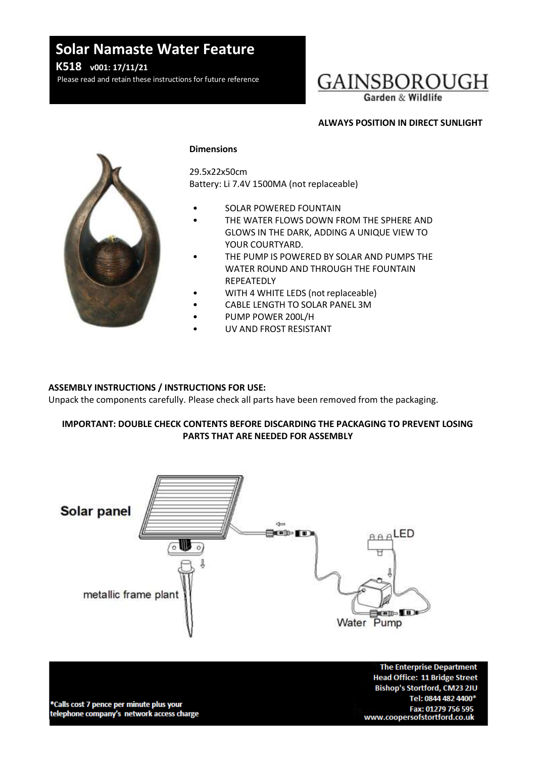# Solar Namaste Water Feature

**K518 v001: 17/11/21**

Please read and retain these instructions for future reference

GAINSBOROUGH
Garden & Wildlife

**ALWAYS POSITION IN DIRECT SUNLIGHT**

**Dimensions**

29.5x22x50cm
Battery: Li 7.4V 1500MA (not replaceable)

- SOLAR POWERED FOUNTAIN
- THE WATER FLOWS DOWN FROM THE SPHERE AND GLOWS IN THE DARK, ADDING A UNIQUE VIEW TO YOUR COURTYARD.
- THE PUMP IS POWERED BY SOLAR AND PUMPS THE WATER ROUND AND THROUGH THE FOUNTAIN REPEATEDLY
- WITH 4 WHITE LEDS (not replaceable)
- CABLE LENGTH TO SOLAR PANEL 3M
- PUMP POWER 200L/H
- UV AND FROST RESISTANT

**ASSEMBLY INSTRUCTIONS / INSTRUCTIONS FOR USE:**

Unpack the components carefully. Please check all parts have been removed from the packaging.

**IMPORTANT: DOUBLE CHECK CONTENTS BEFORE DISCARDING THE PACKAGING TO PREVENT LOSING PARTS THAT ARE NEEDED FOR ASSEMBLY**

Solar panel

metallic frame plant

LED

Water Pump

*Calls cost 7 pence per minute plus your telephone company's network access charge

The Enterprise Department
Head Office: 11 Bridge Street
Bishop's Stortford, CM23 2JU
Tel: 0844 482 4400*
Fax: 01279 756 595
www.coopersofstortford.co.uk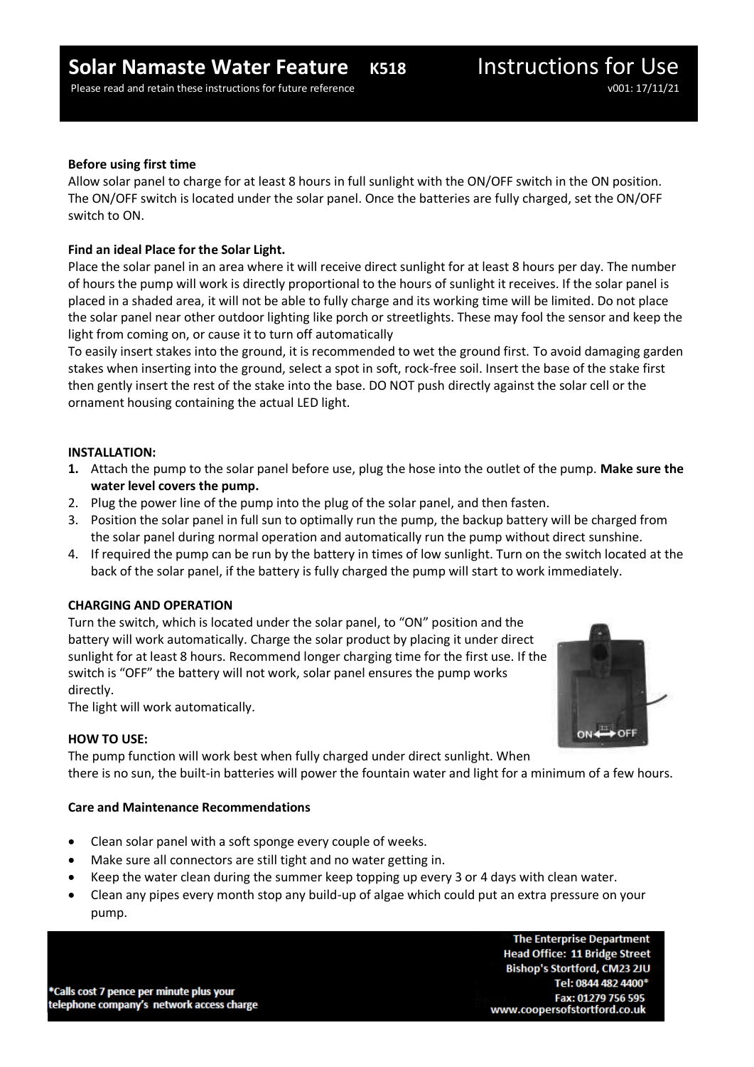# Solar Namaste Water Feature **K518** Instructions for Use

Please read and retain these instructions for future reference

v001: 17/11/21

**Before using first time**

Allow solar panel to charge for at least 8 hours in full sunlight with the ON/OFF switch in the ON position. The ON/OFF switch is located under the solar panel. Once the batteries are fully charged, set the ON/OFF switch to ON.

**Find an ideal Place for the Solar Light.**

Place the solar panel in an area where it will receive direct sunlight for at least 8 hours per day. The number of hours the pump will work is directly proportional to the hours of sunlight it receives. If the solar panel is placed in a shaded area, it will not be able to fully charge and its working time will be limited. Do not place the solar panel near other outdoor lighting like porch or streetlights. These may fool the sensor and keep the light from coming on, or cause it to turn off automatically

To easily insert stakes into the ground, it is recommended to wet the ground first. To avoid damaging garden stakes when inserting into the ground, select a spot in soft, rock-free soil. Insert the base of the stake first then gently insert the rest of the stake into the base. DO NOT push directly against the solar cell or the ornament housing containing the actual LED light.

**INSTALLATION:**

1. Attach the pump to the solar panel before use, plug the hose into the outlet of the pump. **Make sure the water level covers the pump.**
2. Plug the power line of the pump into the plug of the solar panel, and then fasten.
3. Position the solar panel in full sun to optimally run the pump, the backup battery will be charged from the solar panel during normal operation and automatically run the pump without direct sunshine.
4. If required the pump can be run by the battery in times of low sunlight. Turn on the switch located at the back of the solar panel, if the battery is fully charged the pump will start to work immediately.

**CHARGING AND OPERATION**

Turn the switch, which is located under the solar panel, to "ON" position and the battery will work automatically. Charge the solar product by placing it under direct sunlight for at least 8 hours. Recommend longer charging time for the first use. If the switch is "OFF" the battery will not work, solar panel ensures the pump works directly.

The light will work automatically.

**HOW TO USE:**

The pump function will work best when fully charged under direct sunlight. When there is no sun, the built-in batteries will power the fountain water and light for a minimum of a few hours.

**Care and Maintenance Recommendations**

- Clean solar panel with a soft sponge every couple of weeks.
- Make sure all connectors are still tight and no water getting in.
- Keep the water clean during the summer keep topping up every 3 or 4 days with clean water.
- Clean any pipes every month stop any build-up of algae which could put an extra pressure on your pump.

*Calls cost 7 pence per minute plus your telephone company's network access charge

**The Enterprise Department**
**Head Office: 11 Bridge Street**
**Bishop's Stortford, CM23 2JU**
**Tel: 0844 482 4400***
**Fax: 01279 756 595**
**www.coopersofstortford.co.uk**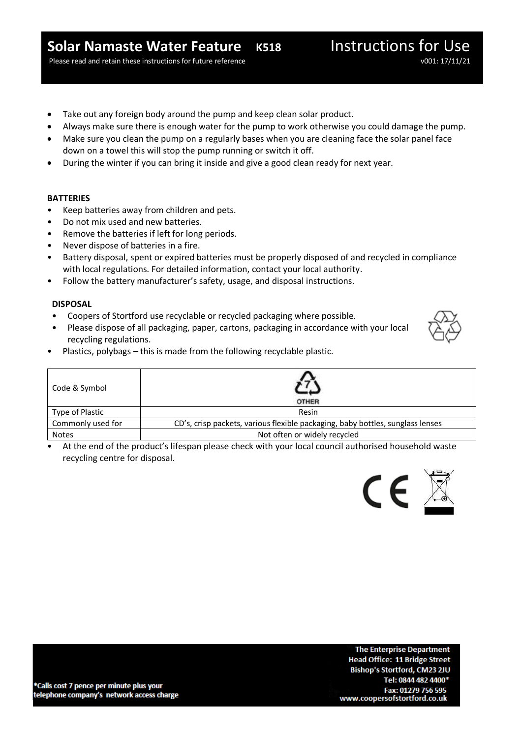- Take out any foreign body around the pump and keep clean solar product.
- Always make sure there is enough water for the pump to work otherwise you could damage the pump.
- Make sure you clean the pump on a regularly bases when you are cleaning face the solar panel face down on a towel this will stop the pump running or switch it off.
- During the winter if you can bring it inside and give a good clean ready for next year.

**BATTERIES**

- Keep batteries away from children and pets.
- Do not mix used and new batteries.
- Remove the batteries if left for long periods.
- Never dispose of batteries in a fire.
- Battery disposal, spent or expired batteries must be properly disposed of and recycled in compliance with local regulations. For detailed information, contact your local authority.
- Follow the battery manufacturer's safety, usage, and disposal instructions.

**DISPOSAL**

- Coopers of Stortford use recyclable or recycled packaging where possible.
- Please dispose of all packaging, paper, cartons, packaging in accordance with your local recycling regulations.
- Plastics, polybags – this is made from the following recyclable plastic.

| | |
|---|---|
| Code & Symbol | 7 OTHER |
| Type of Plastic | Resin |
| Commonly used for | CD's, crisp packets, various flexible packaging, baby bottles, sunglass lenses |
| Notes | Not often or widely recycled |

- At the end of the product's lifespan please check with your local council authorised household waste recycling centre for disposal.

CE

\*Calls cost 7 pence per minute plus your telephone company's network access charge

**The Enterprise Department**
**Head Office: 11 Bridge Street**
**Bishop's Stortford, CM23 2JU**
**Tel: 0844 482 4400\***
**Fax: 01279 756 595**
**www.coopersofstortford.co.uk**